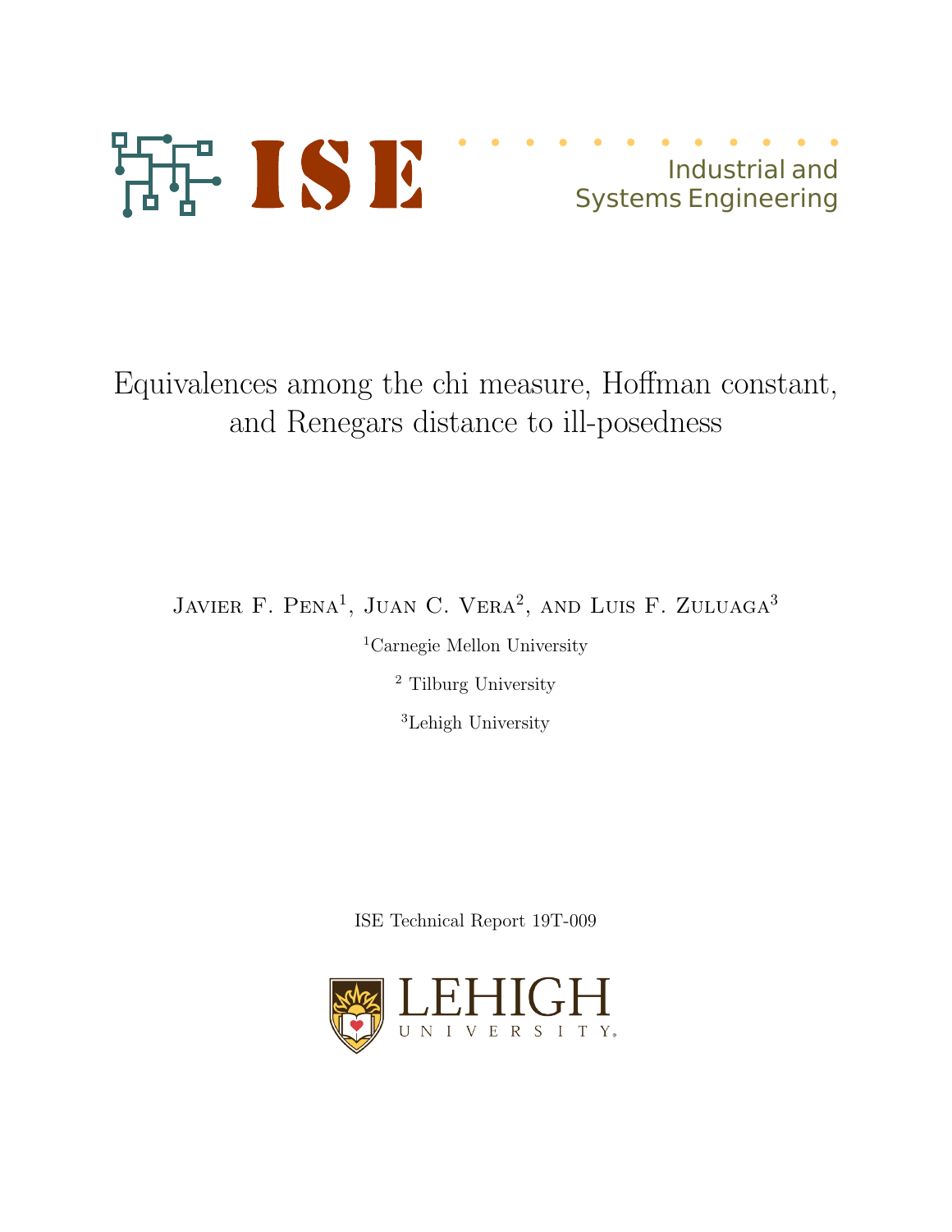ISE

Industrial and
Systems Engineering

# Equivalences among the chi measure, Hoffman constant, and Renegars distance to ill-posedness

Javier F. Pena[1], Juan C. Vera[2], and Luis F. Zuluaga[3]

[1]Carnegie Mellon University

[2] Tilburg University

[3]Lehigh University

ISE Technical Report 19T-009

LEHIGH UNIVERSITY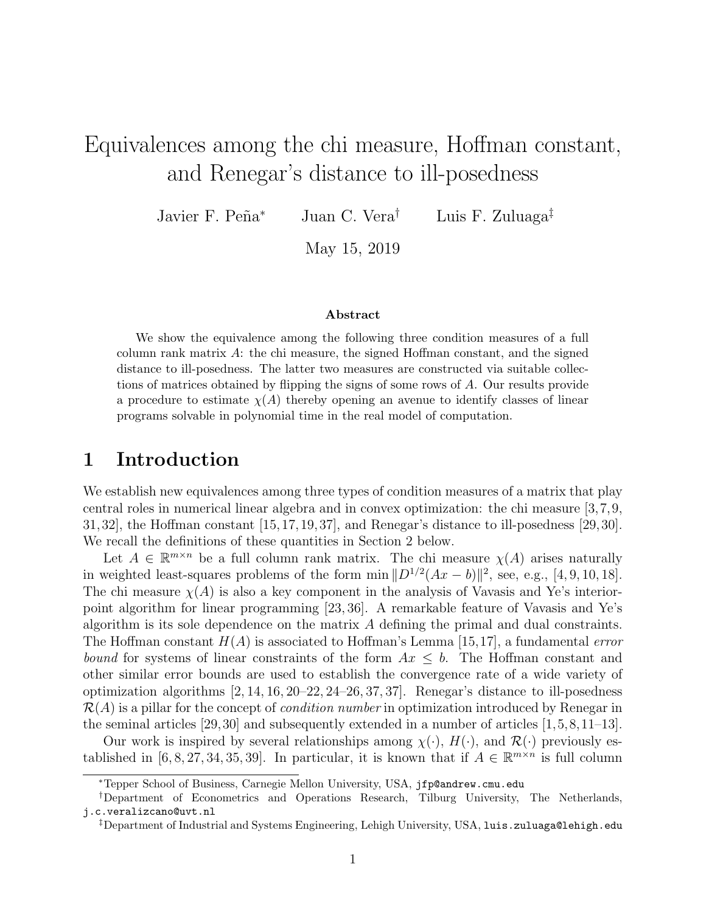# Equivalences among the chi measure, Hoffman constant, and Renegar's distance to ill-posedness

Javier F. Peña[*] Juan C. Vera[†] Luis F. Zuluaga[‡]

May 15, 2019

### Abstract

We show the equivalence among the following three condition measures of a full column rank matrix $A$: the chi measure, the signed Hoffman constant, and the signed distance to ill-posedness. The latter two measures are constructed via suitable collections of matrices obtained by flipping the signs of some rows of $A$. Our results provide a procedure to estimate $\chi(A)$ thereby opening an avenue to identify classes of linear programs solvable in polynomial time in the real model of computation.

## 1 Introduction

We establish new equivalences among three types of condition measures of a matrix that play central roles in numerical linear algebra and in convex optimization: the chi measure [3, 7, 9, 31, 32], the Hoffman constant [15, 17, 19, 37], and Renegar's distance to ill-posedness [29, 30]. We recall the definitions of these quantities in Section 2 below.

Let $A \in \mathbb{R}^{m \times n}$ be a full column rank matrix. The chi measure $\chi(A)$ arises naturally in weighted least-squares problems of the form $\min \|D^{1/2}(Ax - b)\|^2$, see, e.g., [4, 9, 10, 18]. The chi measure $\chi(A)$ is also a key component in the analysis of Vavasis and Ye's interior-point algorithm for linear programming [23, 36]. A remarkable feature of Vavasis and Ye's algorithm is its sole dependence on the matrix $A$ defining the primal and dual constraints. The Hoffman constant $H(A)$ is associated to Hoffman's Lemma [15, 17], a fundamental *error bound* for systems of linear constraints of the form $Ax \leq b$. The Hoffman constant and other similar error bounds are used to establish the convergence rate of a wide variety of optimization algorithms [2, 14, 16, 20–22, 24–26, 37, 37]. Renegar's distance to ill-posedness $\mathcal{R}(A)$ is a pillar for the concept of *condition number* in optimization introduced by Renegar in the seminal articles [29, 30] and subsequently extended in a number of articles [1, 5, 8, 11–13].

Our work is inspired by several relationships among $\chi(\cdot)$, $H(\cdot)$, and $\mathcal{R}(\cdot)$ previously established in [6, 8, 27, 34, 35, 39]. In particular, it is known that if $A \in \mathbb{R}^{m \times n}$ is full column

---

[*] Tepper School of Business, Carnegie Mellon University, USA, jfp@andrew.cmu.edu

[†] Department of Econometrics and Operations Research, Tilburg University, The Netherlands, j.c.veralizcano@uvt.nl

[‡] Department of Industrial and Systems Engineering, Lehigh University, USA, luis.zuluaga@lehigh.edu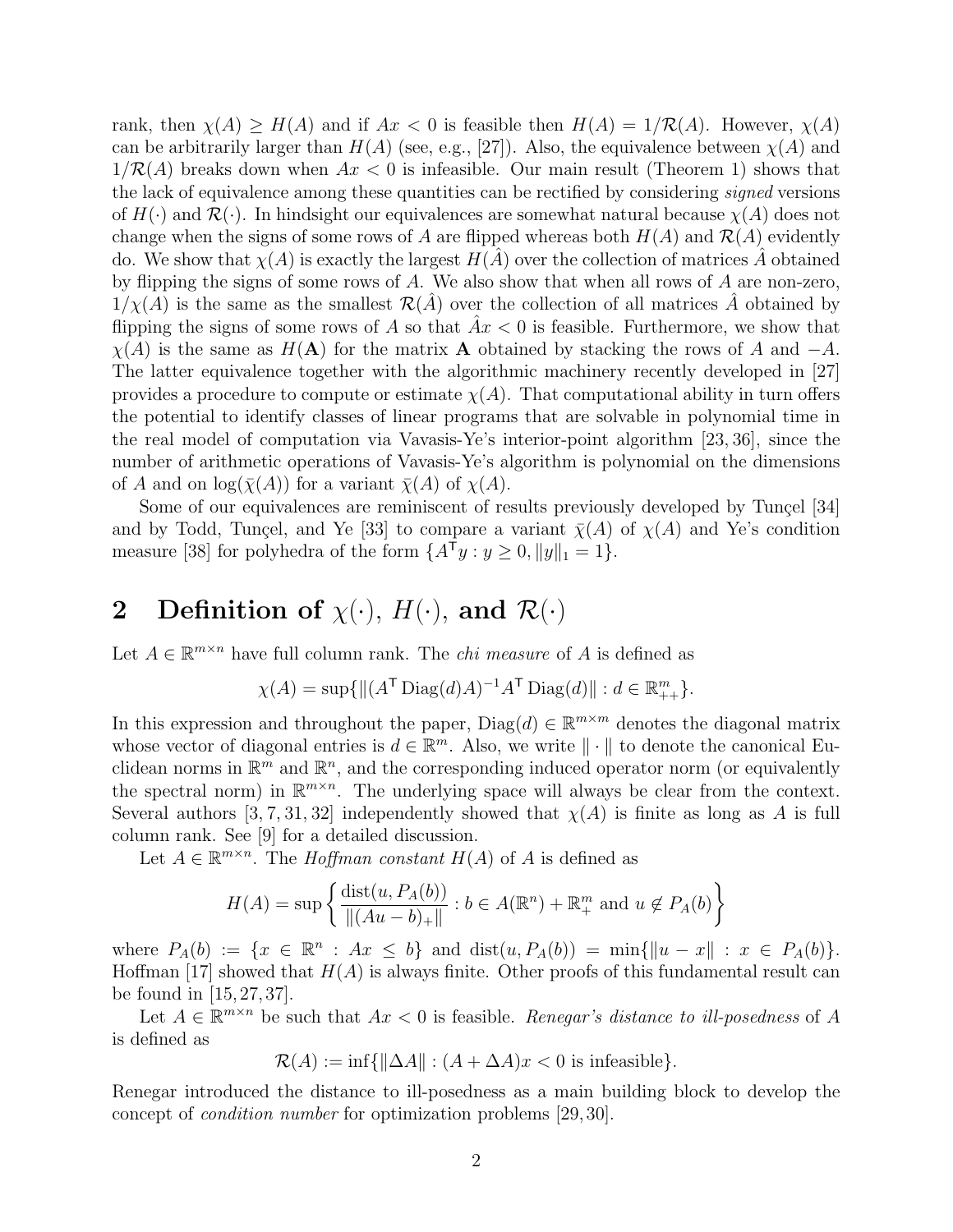rank, then $\chi(A) \geq H(A)$ and if $Ax < 0$ is feasible then $H(A) = 1/\mathcal{R}(A)$. However, $\chi(A)$ can be arbitrarily larger than $H(A)$ (see, e.g., [27]). Also, the equivalence between $\chi(A)$ and $1/\mathcal{R}(A)$ breaks down when $Ax < 0$ is infeasible. Our main result (Theorem 1) shows that the lack of equivalence among these quantities can be rectified by considering *signed* versions of $H(\cdot)$ and $\mathcal{R}(\cdot)$. In hindsight our equivalences are somewhat natural because $\chi(A)$ does not change when the signs of some rows of $A$ are flipped whereas both $H(A)$ and $\mathcal{R}(A)$ evidently do. We show that $\chi(A)$ is exactly the largest $H(\hat{A})$ over the collection of matrices $\hat{A}$ obtained by flipping the signs of some rows of $A$. We also show that when all rows of $A$ are non-zero, $1/\chi(A)$ is the same as the smallest $\mathcal{R}(\hat{A})$ over the collection of all matrices $\hat{A}$ obtained by flipping the signs of some rows of $A$ so that $\hat{A}x < 0$ is feasible. Furthermore, we show that $\chi(A)$ is the same as $H(\mathbf{A})$ for the matrix $\mathbf{A}$ obtained by stacking the rows of $A$ and $-A$. The latter equivalence together with the algorithmic machinery recently developed in [27] provides a procedure to compute or estimate $\chi(A)$. That computational ability in turn offers the potential to identify classes of linear programs that are solvable in polynomial time in the real model of computation via Vavasis-Ye's interior-point algorithm [23, 36], since the number of arithmetic operations of Vavasis-Ye's algorithm is polynomial on the dimensions of $A$ and on $\log(\bar{\chi}(A))$ for a variant $\bar{\chi}(A)$ of $\chi(A)$.

Some of our equivalences are reminiscent of results previously developed by Tunçel [34] and by Todd, Tunçel, and Ye [33] to compare a variant $\bar{\chi}(A)$ of $\chi(A)$ and Ye's condition measure [38] for polyhedra of the form $\{A^\mathsf{T} y : y \geq 0, \|y\|_1 = 1\}$.

## 2 Definition of $\chi(\cdot)$, $H(\cdot)$, and $\mathcal{R}(\cdot)$

Let $A \in \mathbb{R}^{m\times n}$ have full column rank. The *chi measure* of $A$ is defined as

$$\chi(A) = \sup\{\|(A^\mathsf{T} \operatorname{Diag}(d)A)^{-1}A^\mathsf{T} \operatorname{Diag}(d)\| : d \in \mathbb{R}^m_{++}\}.$$

In this expression and throughout the paper, $\operatorname{Diag}(d) \in \mathbb{R}^{m\times m}$ denotes the diagonal matrix whose vector of diagonal entries is $d \in \mathbb{R}^m$. Also, we write $\|\cdot\|$ to denote the canonical Euclidean norms in $\mathbb{R}^m$ and $\mathbb{R}^n$, and the corresponding induced operator norm (or equivalently the spectral norm) in $\mathbb{R}^{m\times n}$. The underlying space will always be clear from the context. Several authors [3, 7, 31, 32] independently showed that $\chi(A)$ is finite as long as $A$ is full column rank. See [9] for a detailed discussion.

Let $A \in \mathbb{R}^{m\times n}$. The *Hoffman constant* $H(A)$ of $A$ is defined as

$$H(A) = \sup\left\{\frac{\operatorname{dist}(u, P_A(b))}{\|(Au - b)_+\|} : b \in A(\mathbb{R}^n) + \mathbb{R}^m_+ \text{ and } u \notin P_A(b)\right\}$$

where $P_A(b) := \{x \in \mathbb{R}^n : Ax \leq b\}$ and $\operatorname{dist}(u, P_A(b)) = \min\{\|u - x\| : x \in P_A(b)\}$. Hoffman [17] showed that $H(A)$ is always finite. Other proofs of this fundamental result can be found in [15, 27, 37].

Let $A \in \mathbb{R}^{m\times n}$ be such that $Ax < 0$ is feasible. *Renegar's distance to ill-posedness* of $A$ is defined as

$$\mathcal{R}(A) := \inf\{\|\Delta A\| : (A + \Delta A)x < 0 \text{ is infeasible}\}.$$

Renegar introduced the distance to ill-posedness as a main building block to develop the concept of *condition number* for optimization problems [29, 30].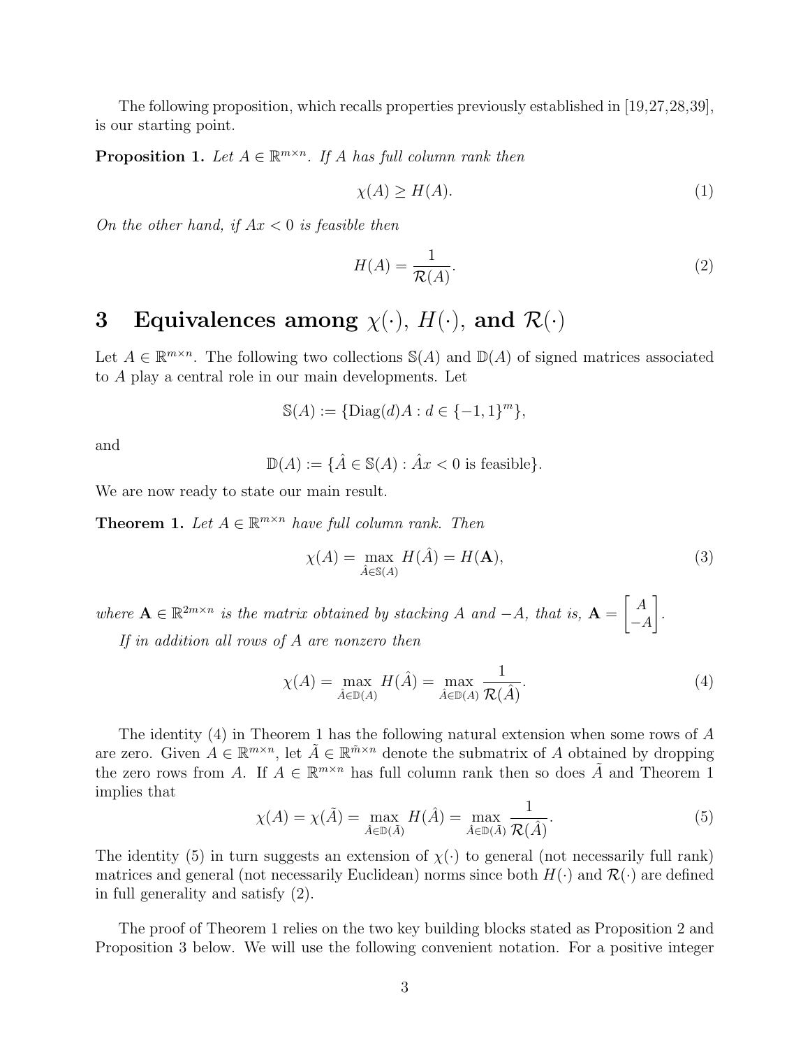The following proposition, which recalls properties previously established in [19,27,28,39], is our starting point.

**Proposition 1.** *Let $A \in \mathbb{R}^{m\times n}$. If $A$ has full column rank then*

$$\chi(A) \geq H(A). \tag{1}$$

*On the other hand, if $Ax < 0$ is feasible then*

$$H(A) = \frac{1}{\mathcal{R}(A)}. \tag{2}$$

# 3 Equivalences among $\chi(\cdot)$, $H(\cdot)$, and $\mathcal{R}(\cdot)$

Let $A \in \mathbb{R}^{m\times n}$. The following two collections $\mathbb{S}(A)$ and $\mathbb{D}(A)$ of signed matrices associated to $A$ play a central role in our main developments. Let

$$\mathbb{S}(A) := \{\mathrm{Diag}(d)A : d \in \{-1, 1\}^m\},$$

and

$$\mathbb{D}(A) := \{\hat{A} \in \mathbb{S}(A) : \hat{A}x < 0 \text{ is feasible}\}.$$

We are now ready to state our main result.

**Theorem 1.** *Let $A \in \mathbb{R}^{m\times n}$ have full column rank. Then*

$$\chi(A) = \max_{\hat{A}\in\mathbb{S}(A)} H(\hat{A}) = H(\mathbf{A}), \tag{3}$$

*where $\mathbf{A} \in \mathbb{R}^{2m\times n}$ is the matrix obtained by stacking $A$ and $-A$, that is, $\mathbf{A} = \begin{bmatrix} A \\ -A \end{bmatrix}$.*

*If in addition all rows of $A$ are nonzero then*

$$\chi(A) = \max_{\hat{A}\in\mathbb{D}(A)} H(\hat{A}) = \max_{\hat{A}\in\mathbb{D}(A)} \frac{1}{\mathcal{R}(\hat{A})}. \tag{4}$$

The identity (4) in Theorem 1 has the following natural extension when some rows of $A$ are zero. Given $A \in \mathbb{R}^{m\times n}$, let $\tilde{A} \in \mathbb{R}^{\tilde{m}\times n}$ denote the submatrix of $A$ obtained by dropping the zero rows from $A$. If $A \in \mathbb{R}^{m\times n}$ has full column rank then so does $\tilde{A}$ and Theorem 1 implies that

$$\chi(A) = \chi(\tilde{A}) = \max_{\hat{A}\in\mathbb{D}(\tilde{A})} H(\hat{A}) = \max_{\hat{A}\in\mathbb{D}(\tilde{A})} \frac{1}{\mathcal{R}(\hat{A})}. \tag{5}$$

The identity (5) in turn suggests an extension of $\chi(\cdot)$ to general (not necessarily full rank) matrices and general (not necessarily Euclidean) norms since both $H(\cdot)$ and $\mathcal{R}(\cdot)$ are defined in full generality and satisfy (2).

The proof of Theorem 1 relies on the two key building blocks stated as Proposition 2 and Proposition 3 below. We will use the following convenient notation. For a positive integer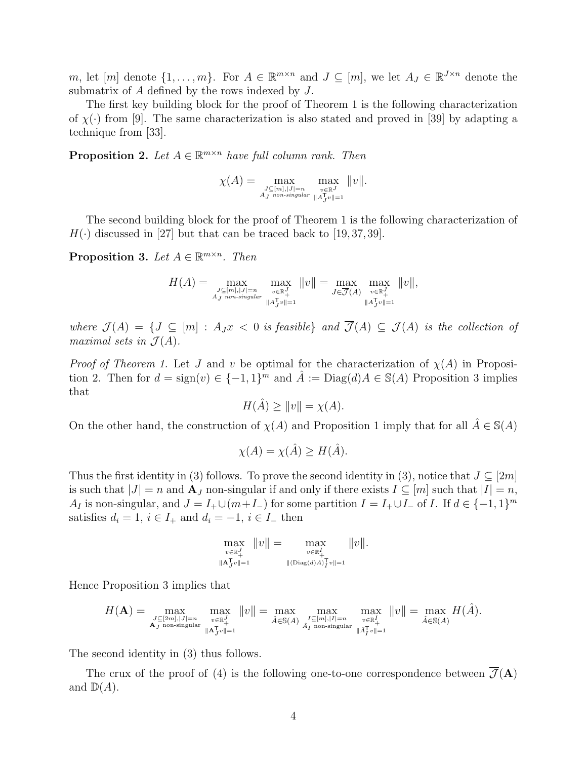$m$, let $[m]$ denote $\{1,\dots,m\}$. For $A \in \mathbb{R}^{m\times n}$ and $J \subseteq [m]$, we let $A_J \in \mathbb{R}^{J\times n}$ denote the submatrix of $A$ defined by the rows indexed by $J$.

The first key building block for the proof of Theorem 1 is the following characterization of $\chi(\cdot)$ from [9]. The same characterization is also stated and proved in [39] by adapting a technique from [33].

**Proposition 2.** *Let $A \in \mathbb{R}^{m\times n}$ have full column rank. Then*

$$\chi(A) = \max_{\substack{J\subseteq[m], |J|=n \\ A_J \text{ non-singular}}} \max_{\substack{v\in\mathbb{R}^J \\ \|A_J^\mathsf{T} v\|=1}} \|v\|.$$

The second building block for the proof of Theorem 1 is the following characterization of $H(\cdot)$ discussed in [27] but that can be traced back to [19, 37, 39].

**Proposition 3.** *Let $A \in \mathbb{R}^{m\times n}$. Then*

$$H(A) = \max_{\substack{J\subseteq[m], |J|=n \\ A_J \text{ non-singular}}} \max_{\substack{v\in\mathbb{R}^J_+ \\ \|A_J^\mathsf{T} v\|=1}} \|v\| = \max_{J\in\overline{\mathcal{J}}(A)} \max_{\substack{v\in\mathbb{R}^J_+ \\ \|A_J^\mathsf{T} v\|=1}} \|v\|,$$

*where $\mathcal{J}(A) = \{J \subseteq [m] : A_J x < 0 \text{ is feasible}\}$ and $\overline{\mathcal{J}}(A) \subseteq \mathcal{J}(A)$ is the collection of maximal sets in $\mathcal{J}(A)$.*

*Proof of Theorem 1.* Let $J$ and $v$ be optimal for the characterization of $\chi(A)$ in Proposition 2. Then for $d = \text{sign}(v) \in \{-1,1\}^m$ and $\hat{A} := \text{Diag}(d)A \in \mathbb{S}(A)$ Proposition 3 implies that

$$H(\hat{A}) \geq \|v\| = \chi(A).$$

On the other hand, the construction of $\chi(A)$ and Proposition 1 imply that for all $\hat{A} \in \mathbb{S}(A)$

$$\chi(A) = \chi(\hat{A}) \geq H(\hat{A}).$$

Thus the first identity in (3) follows. To prove the second identity in (3), notice that $J \subseteq [2m]$ is such that $|J| = n$ and $\mathbf{A}_J$ non-singular if and only if there exists $I \subseteq [m]$ such that $|I| = n$, $A_I$ is non-singular, and $J = I_+ \cup (m + I_-)$ for some partition $I = I_+ \cup I_-$ of $I$. If $d \in \{-1,1\}^m$ satisfies $d_i = 1,\ i \in I_+$ and $d_i = -1,\ i \in I_-$ then

$$\max_{\substack{v\in\mathbb{R}^J_+ \\ \|\mathbf{A}_J^\mathsf{T} v\|=1}} \|v\| = \max_{\substack{v\in\mathbb{R}^I_+ \\ \|(\text{Diag}(d)A)_I^\mathsf{T} v\|=1}} \|v\|.$$

Hence Proposition 3 implies that

$$H(\mathbf{A}) = \max_{\substack{J\subseteq[2m], |J|=n \\ \mathbf{A}_J \text{ non-singular}}} \max_{\substack{v\in\mathbb{R}^J_+ \\ \|\mathbf{A}_J^\mathsf{T} v\|=1}} \|v\| = \max_{\hat{A}\in\mathbb{S}(A)} \max_{\substack{I\subseteq[m], |I|=n \\ \hat{A}_I \text{ non-singular}}} \max_{\substack{v\in\mathbb{R}^I_+ \\ \|\hat{A}_I^\mathsf{T} v\|=1}} \|v\| = \max_{\hat{A}\in\mathbb{S}(A)} H(\hat{A}).$$

The second identity in (3) thus follows.

The crux of the proof of (4) is the following one-to-one correspondence between $\overline{\mathcal{J}}(\mathbf{A})$ and $\mathbb{D}(A)$.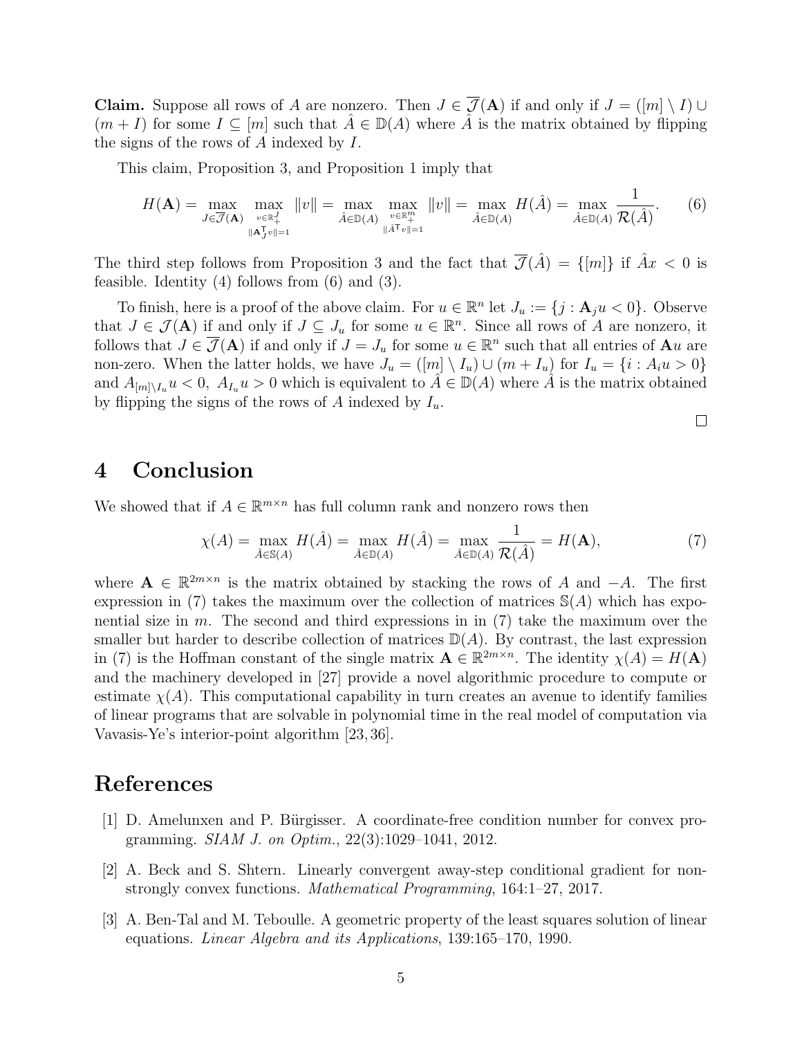**Claim.** Suppose all rows of $A$ are nonzero. Then $J \in \overline{\mathcal{J}}(\mathbf{A})$ if and only if $J = ([m] \setminus I) \cup (m + I)$ for some $I \subseteq [m]$ such that $\hat{A} \in \mathbb{D}(A)$ where $\hat{A}$ is the matrix obtained by flipping the signs of the rows of $A$ indexed by $I$.

This claim, Proposition 3, and Proposition 1 imply that

$$H(\mathbf{A}) = \max_{J \in \overline{\mathcal{J}}(\mathbf{A})} \max_{\substack{v \in \mathbb{R}^J_+ \\ \|\mathbf{A}_J^\mathsf{T} v\|=1}} \|v\| = \max_{\hat{A} \in \mathbb{D}(A)} \max_{\substack{v \in \mathbb{R}^m_+ \\ \|\hat{A}^\mathsf{T} v\|=1}} \|v\| = \max_{\hat{A} \in \mathbb{D}(A)} H(\hat{A}) = \max_{\hat{A} \in \mathbb{D}(A)} \frac{1}{\mathcal{R}(\hat{A})}. \tag{6}$$

The third step follows from Proposition 3 and the fact that $\overline{\mathcal{J}}(\hat{A}) = \{[m]\}$ if $\hat{A}x < 0$ is feasible. Identity (4) follows from (6) and (3).

To finish, here is a proof of the above claim. For $u \in \mathbb{R}^n$ let $J_u := \{j : \mathbf{A}_j u < 0\}$. Observe that $J \in \mathcal{J}(\mathbf{A})$ if and only if $J \subseteq J_u$ for some $u \in \mathbb{R}^n$. Since all rows of $A$ are nonzero, it follows that $J \in \overline{\mathcal{J}}(\mathbf{A})$ if and only if $J = J_u$ for some $u \in \mathbb{R}^n$ such that all entries of $\mathbf{A}u$ are non-zero. When the latter holds, we have $J_u = ([m] \setminus I_u) \cup (m + I_u)$ for $I_u = \{i : A_i u > 0\}$ and $A_{[m]\setminus I_u} u < 0,\ A_{I_u} u > 0$ which is equivalent to $\hat{A} \in \mathbb{D}(A)$ where $\hat{A}$ is the matrix obtained by flipping the signs of the rows of $A$ indexed by $I_u$.

□

## 4 Conclusion

We showed that if $A \in \mathbb{R}^{m \times n}$ has full column rank and nonzero rows then

$$\chi(A) = \max_{\hat{A} \in \mathbb{S}(A)} H(\hat{A}) = \max_{\hat{A} \in \mathbb{D}(A)} H(\hat{A}) = \max_{\hat{A} \in \mathbb{D}(A)} \frac{1}{\mathcal{R}(\hat{A})} = H(\mathbf{A}), \tag{7}$$

where $\mathbf{A} \in \mathbb{R}^{2m \times n}$ is the matrix obtained by stacking the rows of $A$ and $-A$. The first expression in (7) takes the maximum over the collection of matrices $\mathbb{S}(A)$ which has exponential size in $m$. The second and third expressions in in (7) take the maximum over the smaller but harder to describe collection of matrices $\mathbb{D}(A)$. By contrast, the last expression in (7) is the Hoffman constant of the single matrix $\mathbf{A} \in \mathbb{R}^{2m \times n}$. The identity $\chi(A) = H(\mathbf{A})$ and the machinery developed in [27] provide a novel algorithmic procedure to compute or estimate $\chi(A)$. This computational capability in turn creates an avenue to identify families of linear programs that are solvable in polynomial time in the real model of computation via Vavasis-Ye's interior-point algorithm [23, 36].

## References

[1] D. Amelunxen and P. Bürgisser. A coordinate-free condition number for convex programming. *SIAM J. on Optim.*, 22(3):1029–1041, 2012.

[2] A. Beck and S. Shtern. Linearly convergent away-step conditional gradient for non-strongly convex functions. *Mathematical Programming*, 164:1–27, 2017.

[3] A. Ben-Tal and M. Teboulle. A geometric property of the least squares solution of linear equations. *Linear Algebra and its Applications*, 139:165–170, 1990.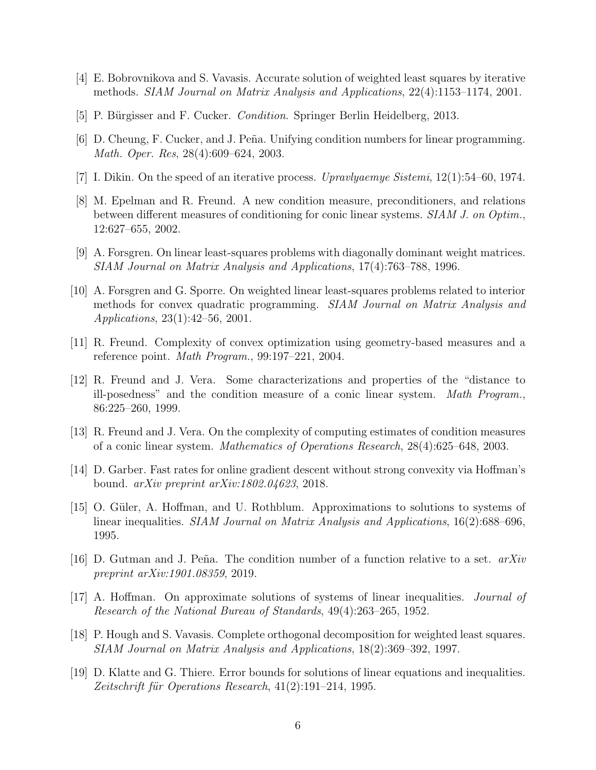[4] E. Bobrovnikova and S. Vavasis. Accurate solution of weighted least squares by iterative methods. *SIAM Journal on Matrix Analysis and Applications*, 22(4):1153–1174, 2001.

[5] P. Bürgisser and F. Cucker. *Condition*. Springer Berlin Heidelberg, 2013.

[6] D. Cheung, F. Cucker, and J. Peña. Unifying condition numbers for linear programming. *Math. Oper. Res*, 28(4):609–624, 2003.

[7] I. Dikin. On the speed of an iterative process. *Upravlyaemye Sistemi*, 12(1):54–60, 1974.

[8] M. Epelman and R. Freund. A new condition measure, preconditioners, and relations between different measures of conditioning for conic linear systems. *SIAM J. on Optim.*, 12:627–655, 2002.

[9] A. Forsgren. On linear least-squares problems with diagonally dominant weight matrices. *SIAM Journal on Matrix Analysis and Applications*, 17(4):763–788, 1996.

[10] A. Forsgren and G. Sporre. On weighted linear least-squares problems related to interior methods for convex quadratic programming. *SIAM Journal on Matrix Analysis and Applications*, 23(1):42–56, 2001.

[11] R. Freund. Complexity of convex optimization using geometry-based measures and a reference point. *Math Program.*, 99:197–221, 2004.

[12] R. Freund and J. Vera. Some characterizations and properties of the "distance to ill-posedness" and the condition measure of a conic linear system. *Math Program.*, 86:225–260, 1999.

[13] R. Freund and J. Vera. On the complexity of computing estimates of condition measures of a conic linear system. *Mathematics of Operations Research*, 28(4):625–648, 2003.

[14] D. Garber. Fast rates for online gradient descent without strong convexity via Hoffman's bound. *arXiv preprint arXiv:1802.04623*, 2018.

[15] O. Güler, A. Hoffman, and U. Rothblum. Approximations to solutions to systems of linear inequalities. *SIAM Journal on Matrix Analysis and Applications*, 16(2):688–696, 1995.

[16] D. Gutman and J. Peña. The condition number of a function relative to a set. *arXiv preprint arXiv:1901.08359*, 2019.

[17] A. Hoffman. On approximate solutions of systems of linear inequalities. *Journal of Research of the National Bureau of Standards*, 49(4):263–265, 1952.

[18] P. Hough and S. Vavasis. Complete orthogonal decomposition for weighted least squares. *SIAM Journal on Matrix Analysis and Applications*, 18(2):369–392, 1997.

[19] D. Klatte and G. Thiere. Error bounds for solutions of linear equations and inequalities. *Zeitschrift für Operations Research*, 41(2):191–214, 1995.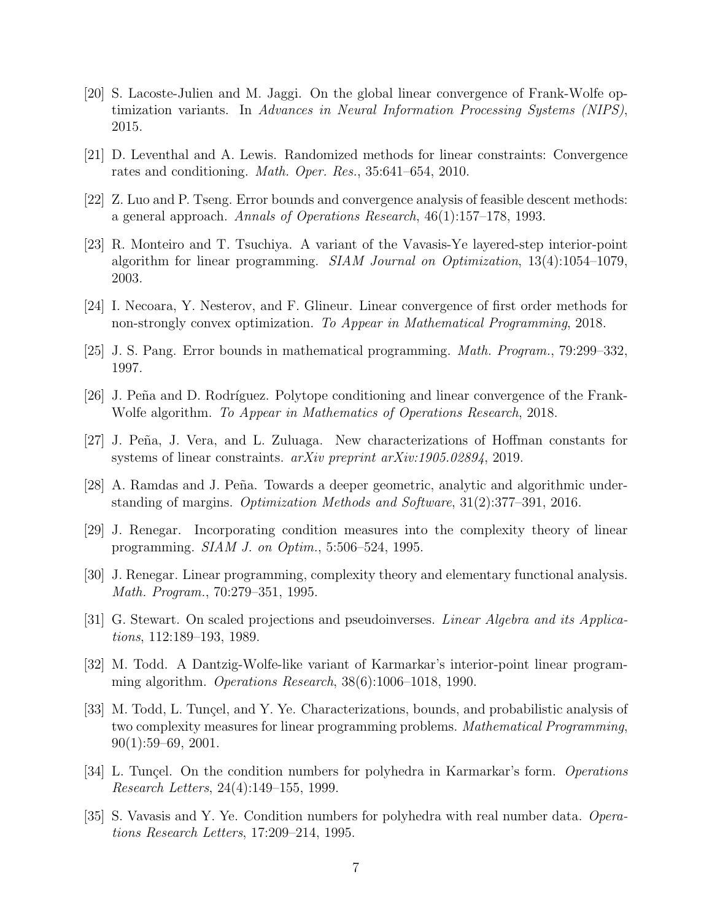[20] S. Lacoste-Julien and M. Jaggi. On the global linear convergence of Frank-Wolfe optimization variants. In *Advances in Neural Information Processing Systems (NIPS)*, 2015.

[21] D. Leventhal and A. Lewis. Randomized methods for linear constraints: Convergence rates and conditioning. *Math. Oper. Res.*, 35:641–654, 2010.

[22] Z. Luo and P. Tseng. Error bounds and convergence analysis of feasible descent methods: a general approach. *Annals of Operations Research*, 46(1):157–178, 1993.

[23] R. Monteiro and T. Tsuchiya. A variant of the Vavasis-Ye layered-step interior-point algorithm for linear programming. *SIAM Journal on Optimization*, 13(4):1054–1079, 2003.

[24] I. Necoara, Y. Nesterov, and F. Glineur. Linear convergence of first order methods for non-strongly convex optimization. *To Appear in Mathematical Programming*, 2018.

[25] J. S. Pang. Error bounds in mathematical programming. *Math. Program.*, 79:299–332, 1997.

[26] J. Peña and D. Rodríguez. Polytope conditioning and linear convergence of the Frank-Wolfe algorithm. *To Appear in Mathematics of Operations Research*, 2018.

[27] J. Peña, J. Vera, and L. Zuluaga. New characterizations of Hoffman constants for systems of linear constraints. *arXiv preprint arXiv:1905.02894*, 2019.

[28] A. Ramdas and J. Peña. Towards a deeper geometric, analytic and algorithmic understanding of margins. *Optimization Methods and Software*, 31(2):377–391, 2016.

[29] J. Renegar. Incorporating condition measures into the complexity theory of linear programming. *SIAM J. on Optim.*, 5:506–524, 1995.

[30] J. Renegar. Linear programming, complexity theory and elementary functional analysis. *Math. Program.*, 70:279–351, 1995.

[31] G. Stewart. On scaled projections and pseudoinverses. *Linear Algebra and its Applications*, 112:189–193, 1989.

[32] M. Todd. A Dantzig-Wolfe-like variant of Karmarkar's interior-point linear programming algorithm. *Operations Research*, 38(6):1006–1018, 1990.

[33] M. Todd, L. Tunçel, and Y. Ye. Characterizations, bounds, and probabilistic analysis of two complexity measures for linear programming problems. *Mathematical Programming*, 90(1):59–69, 2001.

[34] L. Tunçel. On the condition numbers for polyhedra in Karmarkar's form. *Operations Research Letters*, 24(4):149–155, 1999.

[35] S. Vavasis and Y. Ye. Condition numbers for polyhedra with real number data. *Operations Research Letters*, 17:209–214, 1995.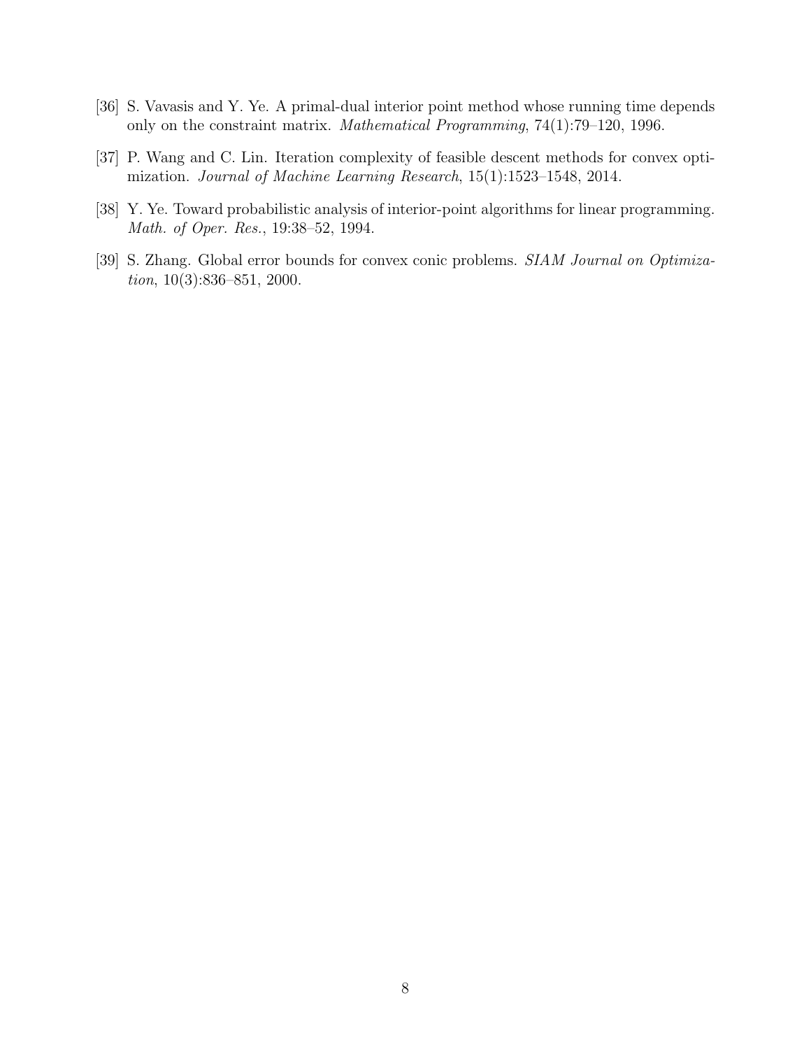[36] S. Vavasis and Y. Ye. A primal-dual interior point method whose running time depends only on the constraint matrix. *Mathematical Programming*, 74(1):79–120, 1996.

[37] P. Wang and C. Lin. Iteration complexity of feasible descent methods for convex optimization. *Journal of Machine Learning Research*, 15(1):1523–1548, 2014.

[38] Y. Ye. Toward probabilistic analysis of interior-point algorithms for linear programming. *Math. of Oper. Res.*, 19:38–52, 1994.

[39] S. Zhang. Global error bounds for convex conic problems. *SIAM Journal on Optimization*, 10(3):836–851, 2000.